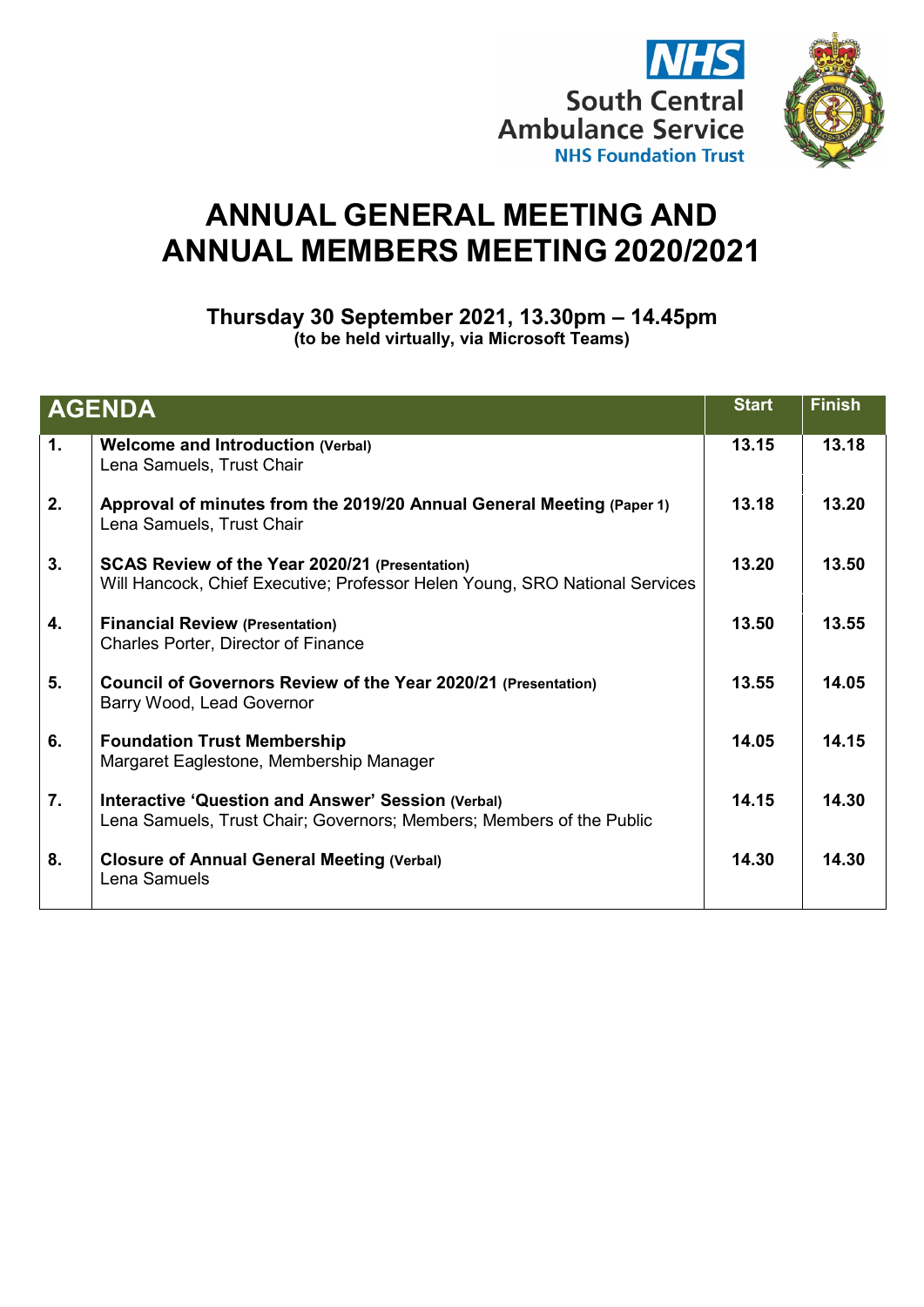NHS South Central Ambulance Service NHS Foundation Trust

# ANNUAL GENERAL MEETING AND ANNUAL MEMBERS MEETING 2020/2021

### Thursday 30 September 2021, 13.30pm – 14.45pm
**(to be held virtually, via Microsoft Teams)**

| | AGENDA | Start | Finish |
|---|---|---|---|
| 1. | **Welcome and Introduction (Verbal)**<br>Lena Samuels, Trust Chair | 13.15 | 13.18 |
| 2. | **Approval of minutes from the 2019/20 Annual General Meeting (Paper 1)**<br>Lena Samuels, Trust Chair | 13.18 | 13.20 |
| 3. | **SCAS Review of the Year 2020/21 (Presentation)**<br>Will Hancock, Chief Executive; Professor Helen Young, SRO National Services | 13.20 | 13.50 |
| 4. | **Financial Review (Presentation)**<br>Charles Porter, Director of Finance | 13.50 | 13.55 |
| 5. | **Council of Governors Review of the Year 2020/21 (Presentation)**<br>Barry Wood, Lead Governor | 13.55 | 14.05 |
| 6. | **Foundation Trust Membership**<br>Margaret Eaglestone, Membership Manager | 14.05 | 14.15 |
| 7. | **Interactive 'Question and Answer' Session (Verbal)**<br>Lena Samuels, Trust Chair; Governors; Members; Members of the Public | 14.15 | 14.30 |
| 8. | **Closure of Annual General Meeting (Verbal)**<br>Lena Samuels | 14.30 | 14.30 |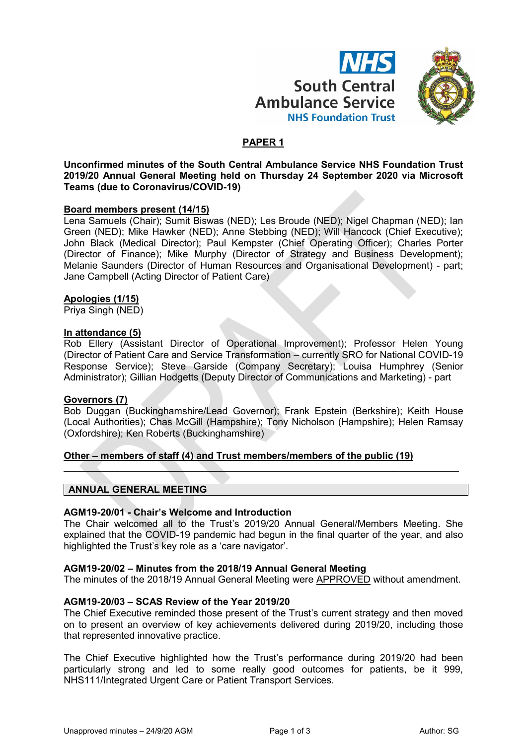## PAPER 1

**Unconfirmed minutes of the South Central Ambulance Service NHS Foundation Trust 2019/20 Annual General Meeting held on Thursday 24 September 2020 via Microsoft Teams (due to Coronavirus/COVID-19)**

**Board members present (14/15)**
Lena Samuels (Chair); Sumit Biswas (NED); Les Broude (NED); Nigel Chapman (NED); Ian Green (NED); Mike Hawker (NED); Anne Stebbing (NED); Will Hancock (Chief Executive); John Black (Medical Director); Paul Kempster (Chief Operating Officer); Charles Porter (Director of Finance); Mike Murphy (Director of Strategy and Business Development); Melanie Saunders (Director of Human Resources and Organisational Development) - part; Jane Campbell (Acting Director of Patient Care)

**Apologies (1/15)**
Priya Singh (NED)

**In attendance (5)**
Rob Ellery (Assistant Director of Operational Improvement); Professor Helen Young (Director of Patient Care and Service Transformation – currently SRO for National COVID-19 Response Service); Steve Garside (Company Secretary); Louisa Humphrey (Senior Administrator); Gillian Hodgetts (Deputy Director of Communications and Marketing) - part

**Governors (7)**
Bob Duggan (Buckinghamshire/Lead Governor); Frank Epstein (Berkshire); Keith House (Local Authorities); Chas McGill (Hampshire); Tony Nicholson (Hampshire); Helen Ramsay (Oxfordshire); Ken Roberts (Buckinghamshire)

**Other – members of staff (4) and Trust members/members of the public (19)**

---

## ANNUAL GENERAL MEETING

### AGM19-20/01 - Chair's Welcome and Introduction

The Chair welcomed all to the Trust's 2019/20 Annual General/Members Meeting. She explained that the COVID-19 pandemic had begun in the final quarter of the year, and also highlighted the Trust's key role as a 'care navigator'.

### AGM19-20/02 – Minutes from the 2018/19 Annual General Meeting

The minutes of the 2018/19 Annual General Meeting were APPROVED without amendment.

### AGM19-20/03 – SCAS Review of the Year 2019/20

The Chief Executive reminded those present of the Trust's current strategy and then moved on to present an overview of key achievements delivered during 2019/20, including those that represented innovative practice.

The Chief Executive highlighted how the Trust's performance during 2019/20 had been particularly strong and led to some really good outcomes for patients, be it 999, NHS111/Integrated Urgent Care or Patient Transport Services.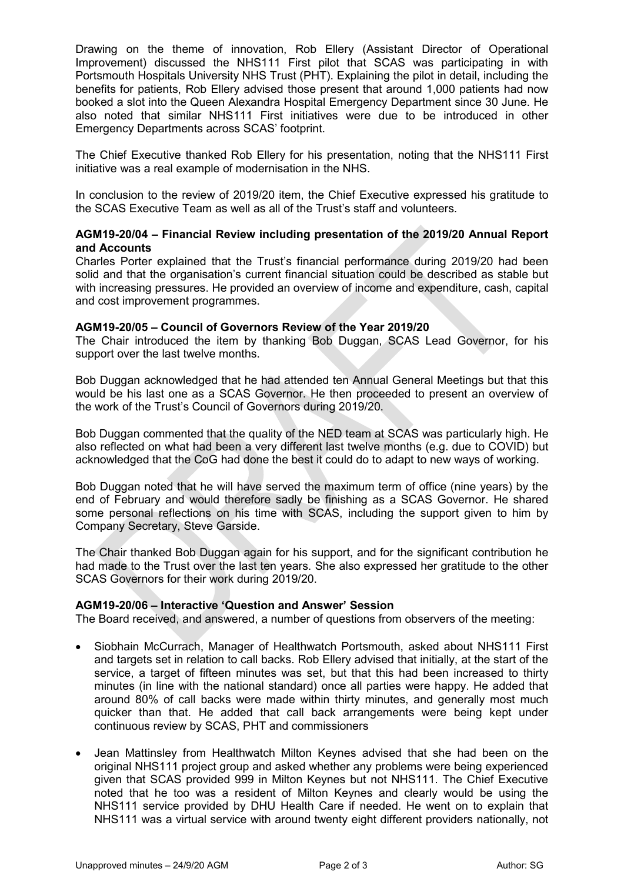Drawing on the theme of innovation, Rob Ellery (Assistant Director of Operational Improvement) discussed the NHS111 First pilot that SCAS was participating in with Portsmouth Hospitals University NHS Trust (PHT). Explaining the pilot in detail, including the benefits for patients, Rob Ellery advised those present that around 1,000 patients had now booked a slot into the Queen Alexandra Hospital Emergency Department since 30 June. He also noted that similar NHS111 First initiatives were due to be introduced in other Emergency Departments across SCAS' footprint.

The Chief Executive thanked Rob Ellery for his presentation, noting that the NHS111 First initiative was a real example of modernisation in the NHS.

In conclusion to the review of 2019/20 item, the Chief Executive expressed his gratitude to the SCAS Executive Team as well as all of the Trust's staff and volunteers.

**AGM19-20/04 – Financial Review including presentation of the 2019/20 Annual Report and Accounts**

Charles Porter explained that the Trust's financial performance during 2019/20 had been solid and that the organisation's current financial situation could be described as stable but with increasing pressures. He provided an overview of income and expenditure, cash, capital and cost improvement programmes.

**AGM19-20/05 – Council of Governors Review of the Year 2019/20**

The Chair introduced the item by thanking Bob Duggan, SCAS Lead Governor, for his support over the last twelve months.

Bob Duggan acknowledged that he had attended ten Annual General Meetings but that this would be his last one as a SCAS Governor. He then proceeded to present an overview of the work of the Trust's Council of Governors during 2019/20.

Bob Duggan commented that the quality of the NED team at SCAS was particularly high. He also reflected on what had been a very different last twelve months (e.g. due to COVID) but acknowledged that the CoG had done the best it could do to adapt to new ways of working.

Bob Duggan noted that he will have served the maximum term of office (nine years) by the end of February and would therefore sadly be finishing as a SCAS Governor. He shared some personal reflections on his time with SCAS, including the support given to him by Company Secretary, Steve Garside.

The Chair thanked Bob Duggan again for his support, and for the significant contribution he had made to the Trust over the last ten years. She also expressed her gratitude to the other SCAS Governors for their work during 2019/20.

**AGM19-20/06 – Interactive 'Question and Answer' Session**

The Board received, and answered, a number of questions from observers of the meeting:

- Siobhain McCurrach, Manager of Healthwatch Portsmouth, asked about NHS111 First and targets set in relation to call backs. Rob Ellery advised that initially, at the start of the service, a target of fifteen minutes was set, but that this had been increased to thirty minutes (in line with the national standard) once all parties were happy. He added that around 80% of call backs were made within thirty minutes, and generally most much quicker than that. He added that call back arrangements were being kept under continuous review by SCAS, PHT and commissioners

- Jean Mattinsley from Healthwatch Milton Keynes advised that she had been on the original NHS111 project group and asked whether any problems were being experienced given that SCAS provided 999 in Milton Keynes but not NHS111. The Chief Executive noted that he too was a resident of Milton Keynes and clearly would be using the NHS111 service provided by DHU Health Care if needed. He went on to explain that NHS111 was a virtual service with around twenty eight different providers nationally, not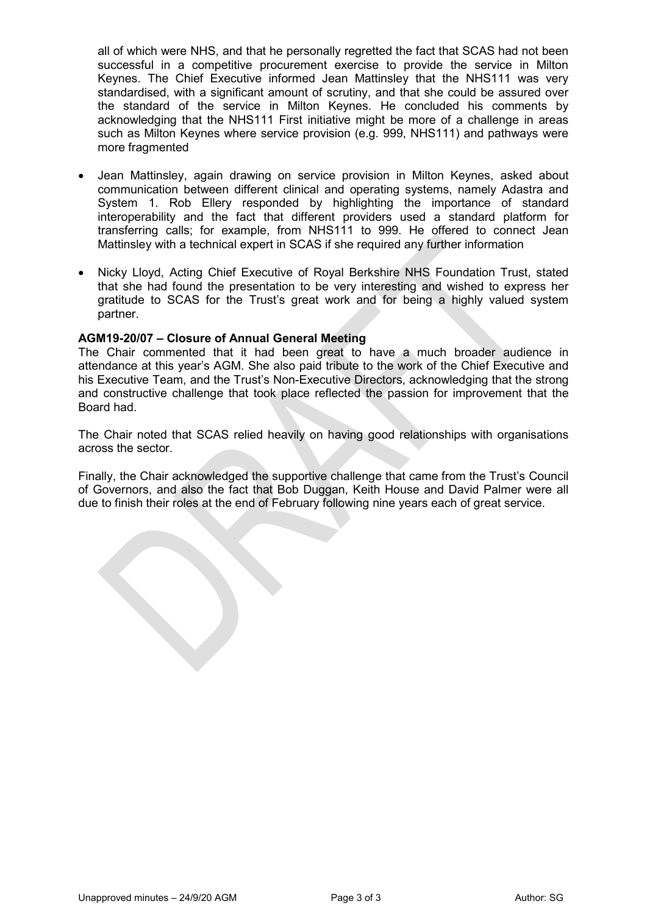all of which were NHS, and that he personally regretted the fact that SCAS had not been successful in a competitive procurement exercise to provide the service in Milton Keynes. The Chief Executive informed Jean Mattinsley that the NHS111 was very standardised, with a significant amount of scrutiny, and that she could be assured over the standard of the service in Milton Keynes. He concluded his comments by acknowledging that the NHS111 First initiative might be more of a challenge in areas such as Milton Keynes where service provision (e.g. 999, NHS111) and pathways were more fragmented

- Jean Mattinsley, again drawing on service provision in Milton Keynes, asked about communication between different clinical and operating systems, namely Adastra and System 1. Rob Ellery responded by highlighting the importance of standard interoperability and the fact that different providers used a standard platform for transferring calls; for example, from NHS111 to 999. He offered to connect Jean Mattinsley with a technical expert in SCAS if she required any further information
- Nicky Lloyd, Acting Chief Executive of Royal Berkshire NHS Foundation Trust, stated that she had found the presentation to be very interesting and wished to express her gratitude to SCAS for the Trust's great work and for being a highly valued system partner.

**AGM19-20/07 – Closure of Annual General Meeting**

The Chair commented that it had been great to have a much broader audience in attendance at this year's AGM. She also paid tribute to the work of the Chief Executive and his Executive Team, and the Trust's Non-Executive Directors, acknowledging that the strong and constructive challenge that took place reflected the passion for improvement that the Board had.

The Chair noted that SCAS relied heavily on having good relationships with organisations across the sector.

Finally, the Chair acknowledged the supportive challenge that came from the Trust's Council of Governors, and also the fact that Bob Duggan, Keith House and David Palmer were all due to finish their roles at the end of February following nine years each of great service.